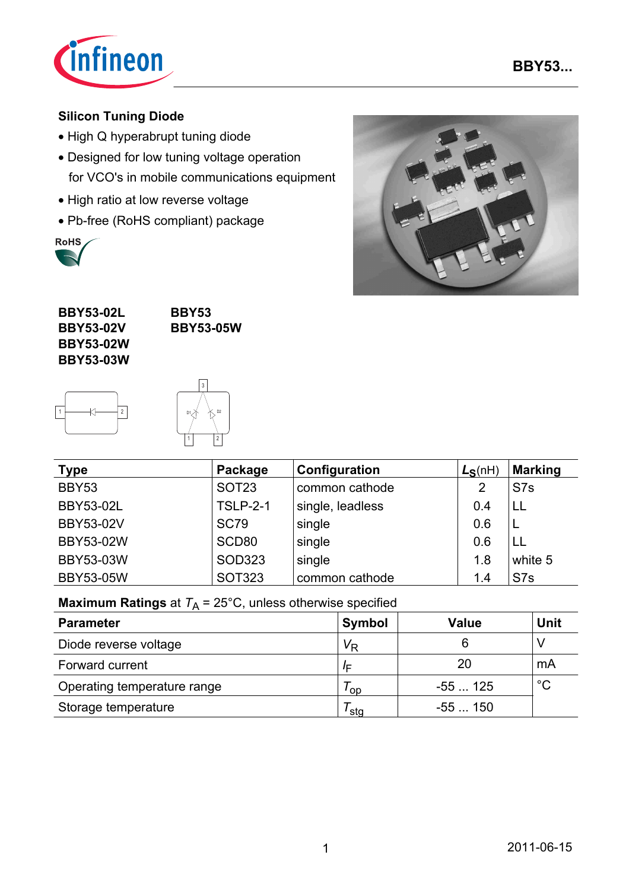## Silicon Tuning Diode

- High Q hyperabrupt tuning diode
- Designed for low tuning voltage operation for VCO's in mobile communications equipment
- High ratio at low reverse voltage
- Pb-free (RoHS compliant) package

**BBY53-02L**
**BBY53-02V**
**BBY53-02W**
**BBY53-03W**

**BBY53**
**BBY53-05W**

| Type | Package | Configuration | $L_S$(nH) | Marking |
|---|---|---|---|---|
| BBY53 | SOT23 | common cathode | 2 | S7s |
| BBY53-02L | TSLP-2-1 | single, leadless | 0.4 | LL |
| BBY53-02V | SC79 | single | 0.6 | L |
| BBY53-02W | SCD80 | single | 0.6 | LL |
| BBY53-03W | SOD323 | single | 1.8 | white 5 |
| BBY53-05W | SOT323 | common cathode | 1.4 | S7s |

**Maximum Ratings** at $T_A$ = 25°C, unless otherwise specified

| Parameter | Symbol | Value | Unit |
|---|---|---|---|
| Diode reverse voltage | $V_R$ | 6 | V |
| Forward current | $I_F$ | 20 | mA |
| Operating temperature range | $T_{op}$ | -55 ... 125 | °C |
| Storage temperature | $T_{stg}$ | -55 ... 150 | |

2011-06-15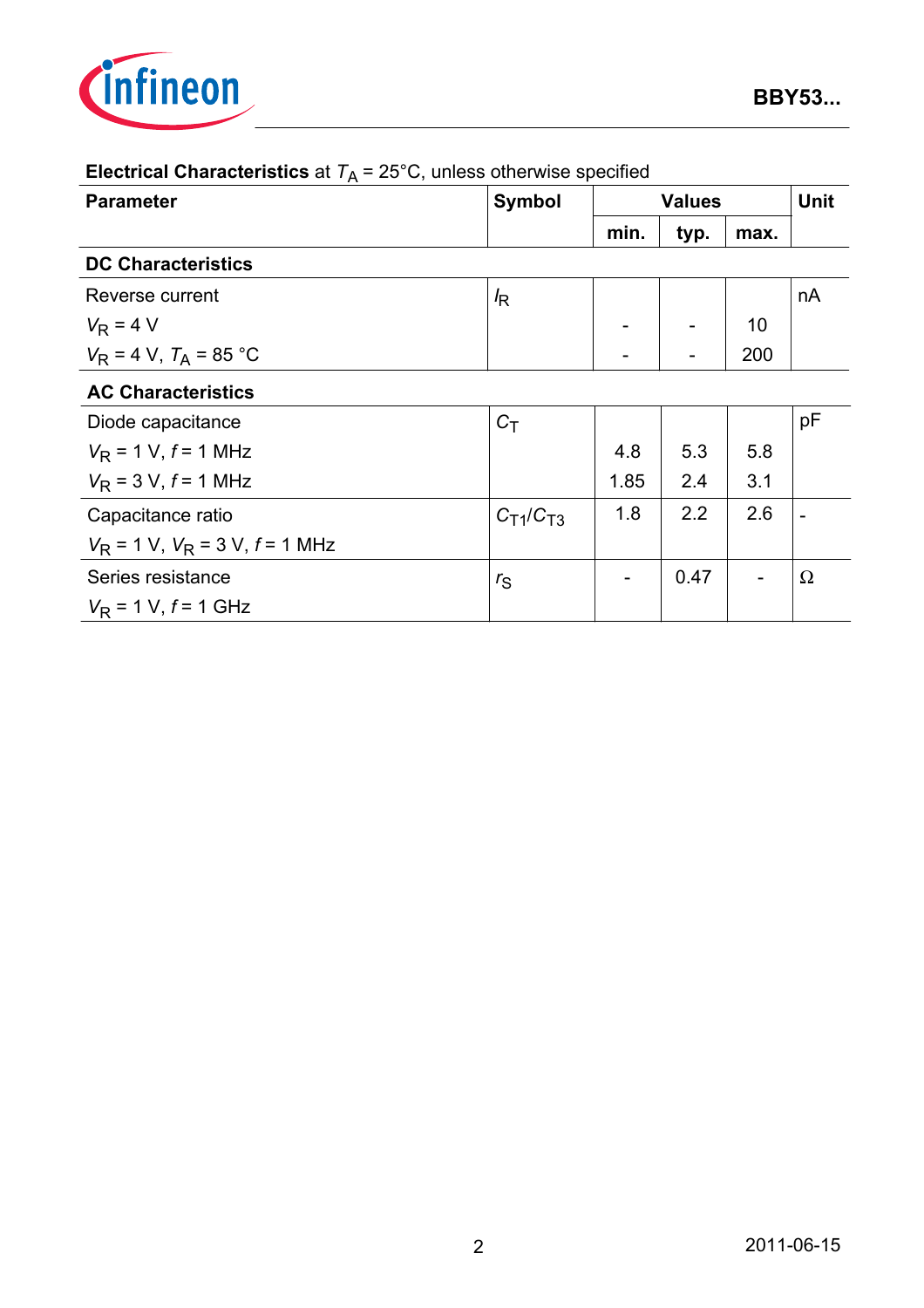**Electrical Characteristics** at $T_A$ = 25°C, unless otherwise specified

| Parameter | Symbol | Values | | | Unit |
|---|---|---|---|---|---|
| | | min. | typ. | max. | |
| **DC Characteristics** | | | | | |
| Reverse current | $I_R$ | | | | nA |
| $V_R$ = 4 V | | - | - | 10 | |
| $V_R$ = 4 V, $T_A$ = 85 °C | | - | - | 200 | |
| **AC Characteristics** | | | | | |
| Diode capacitance | $C_T$ | | | | pF |
| $V_R$ = 1 V, $f$ = 1 MHz | | 4.8 | 5.3 | 5.8 | |
| $V_R$ = 3 V, $f$ = 1 MHz | | 1.85 | 2.4 | 3.1 | |
| Capacitance ratio<br>$V_R$ = 1 V, $V_R$ = 3 V, $f$ = 1 MHz | $C_{T1}/C_{T3}$ | 1.8 | 2.2 | 2.6 | - |
| Series resistance<br>$V_R$ = 1 V, $f$ = 1 GHz | $r_S$ | - | 0.47 | - | Ω |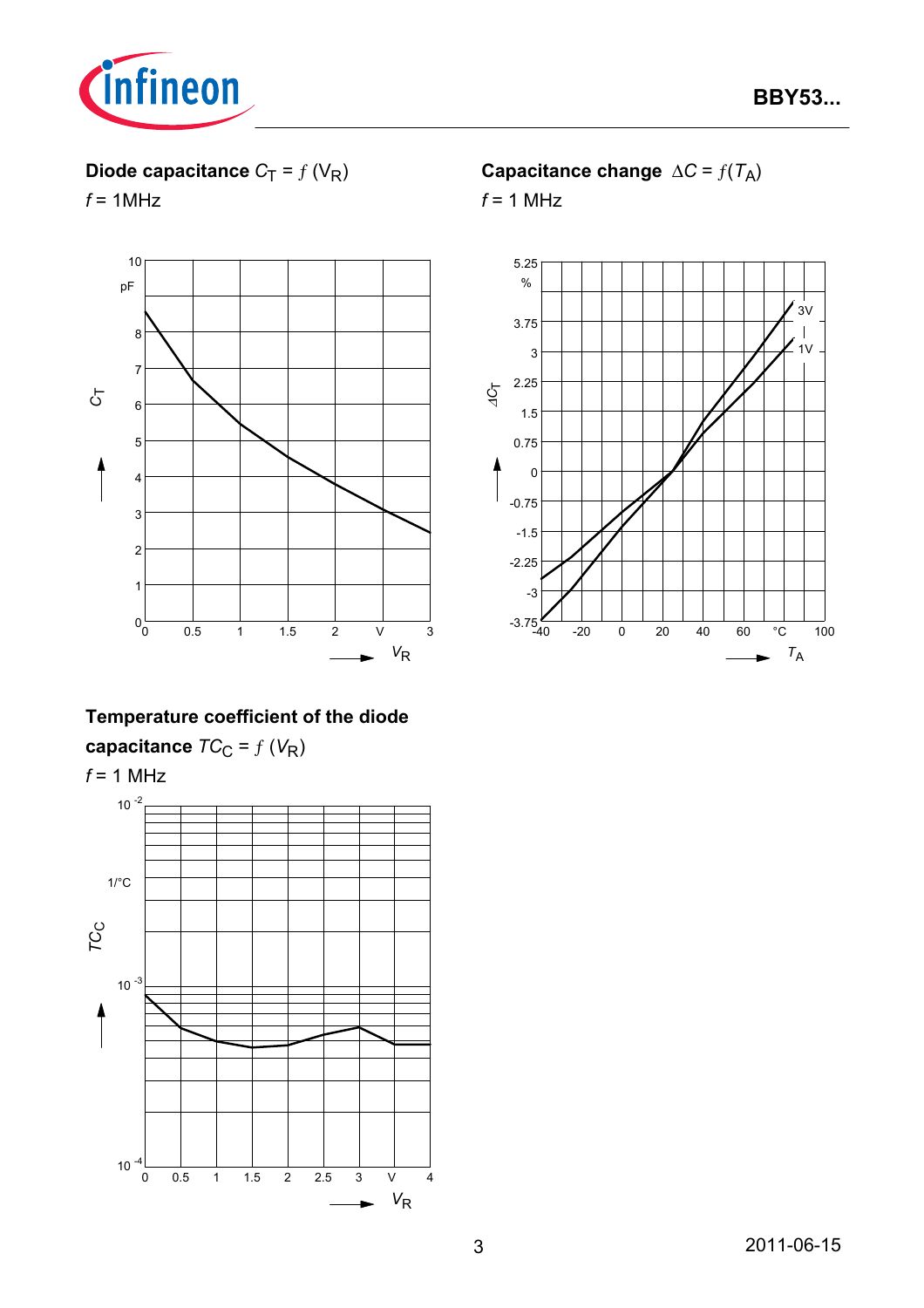**Diode capacitance** $C_T = f(V_R)$

$f$ = 1MHz

**Capacitance change** $\Delta C = f(T_A)$

$f$ = 1 MHz

**Temperature coefficient of the diode capacitance** $TC_C = f(V_R)$

$f$ = 1 MHz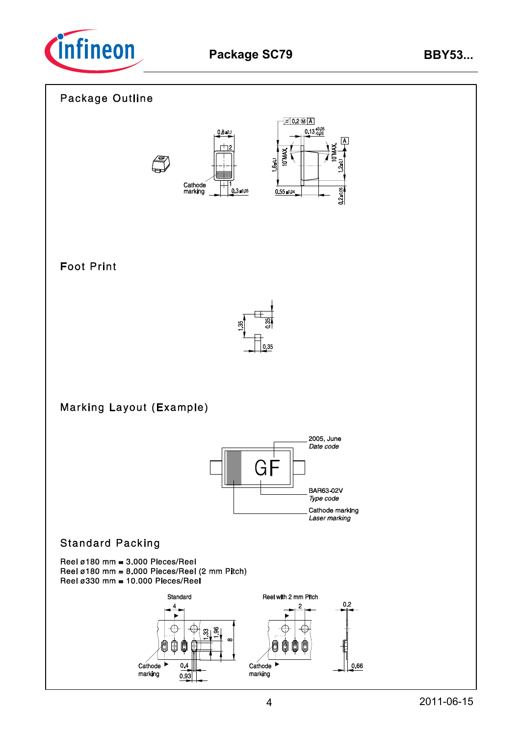## Package Outline

## Foot Print

## Marking Layout (Example)

## Standard Packing

Reel ø180 mm = 3.000 Pieces/Reel
Reel ø180 mm = 8.000 Pieces/Reel (2 mm Pitch)
Reel ø330 mm = 10.000 Pieces/Reel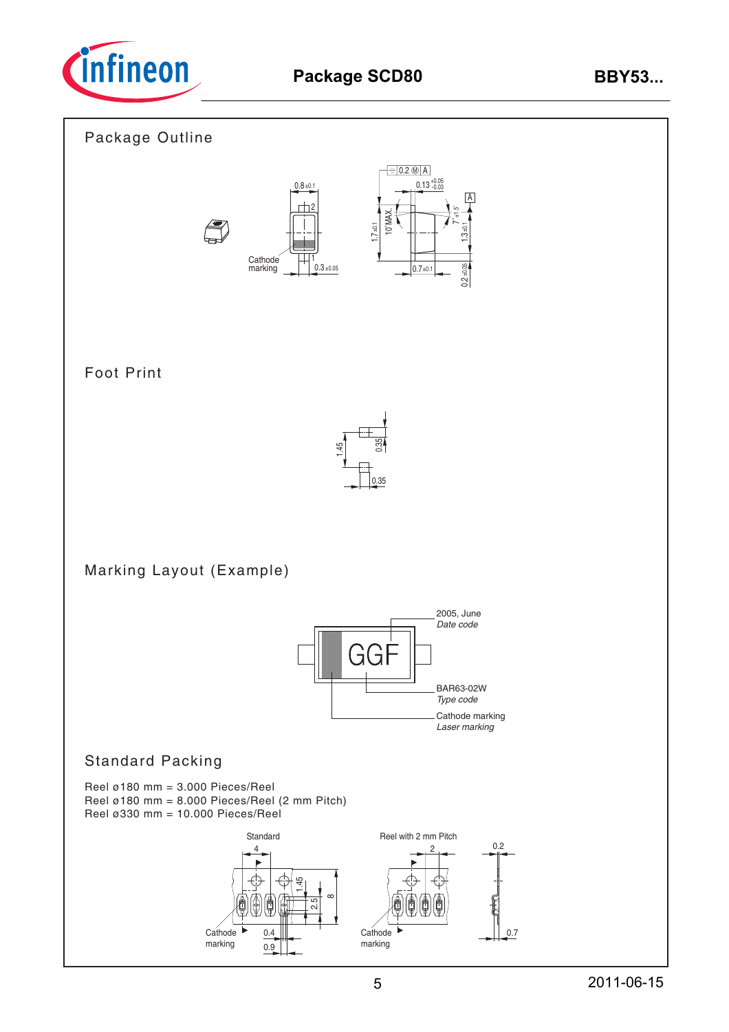# Package SCD80

## Package Outline

0.8 ±0.1

0.2 Ⓜ A

0.13 +0.05 −0.03

A

2

1.7 ±0.1

10˚MAX.

7˚ ±1.5˚

1.3 ±0.1

Cathode marking

1

0.3 ±0.05

0.7 ±0.1

0.2 ±0.05

## Foot Print

1.45

0.35

0.35

## Marking Layout (Example)

GGF

2005, June
*Date code*

BAR63-02W
*Type code*

Cathode marking
*Laser marking*

## Standard Packing

Reel ø180 mm = 3.000 Pieces/Reel
Reel ø180 mm = 8.000 Pieces/Reel (2 mm Pitch)
Reel ø330 mm = 10.000 Pieces/Reel

Standard

4

1.45

2.5

8

Cathode marking

0.4

0.9

Reel with 2 mm Pitch

2

Cathode marking

0.2

0.7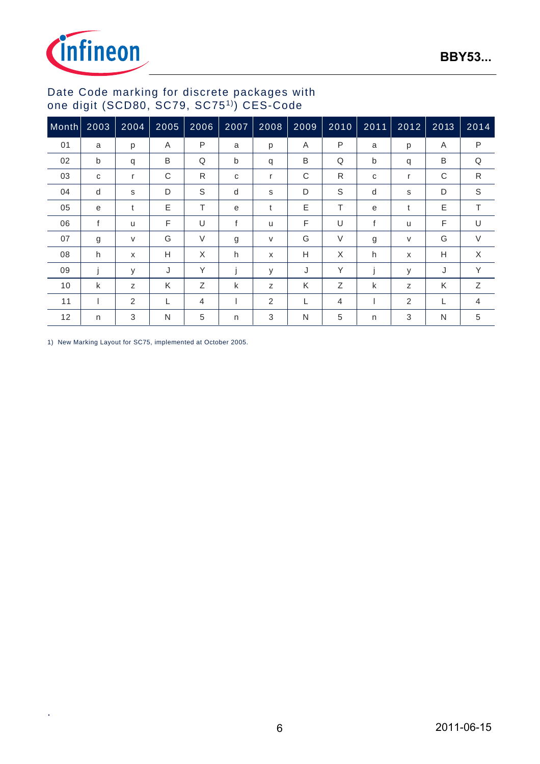## Date Code marking for discrete packages with one digit (SCD80, SC79, SC75[1]) CES-Code

| Month | 2003 | 2004 | 2005 | 2006 | 2007 | 2008 | 2009 | 2010 | 2011 | 2012 | 2013 | 2014 |
|---|---|---|---|---|---|---|---|---|---|---|---|---|
| 01 | a | p | A | P | a | p | A | P | a | p | A | P |
| 02 | b | q | B | Q | b | q | B | Q | b | q | B | Q |
| 03 | c | r | C | R | c | r | C | R | c | r | C | R |
| 04 | d | s | D | S | d | s | D | S | d | s | D | S |
| 05 | e | t | E | T | e | t | E | T | e | t | E | T |
| 06 | f | u | F | U | f | u | F | U | f | u | F | U |
| 07 | g | v | G | V | g | v | G | V | g | v | G | V |
| 08 | h | x | H | X | h | x | H | X | h | x | H | X |
| 09 | j | y | J | Y | j | y | J | Y | j | y | J | Y |
| 10 | k | z | K | Z | k | z | K | Z | k | z | K | Z |
| 11 | l | 2 | L | 4 | l | 2 | L | 4 | l | 2 | L | 4 |
| 12 | n | 3 | N | 5 | n | 3 | N | 5 | n | 3 | N | 5 |

1) New Marking Layout for SC75, implemented at October 2005.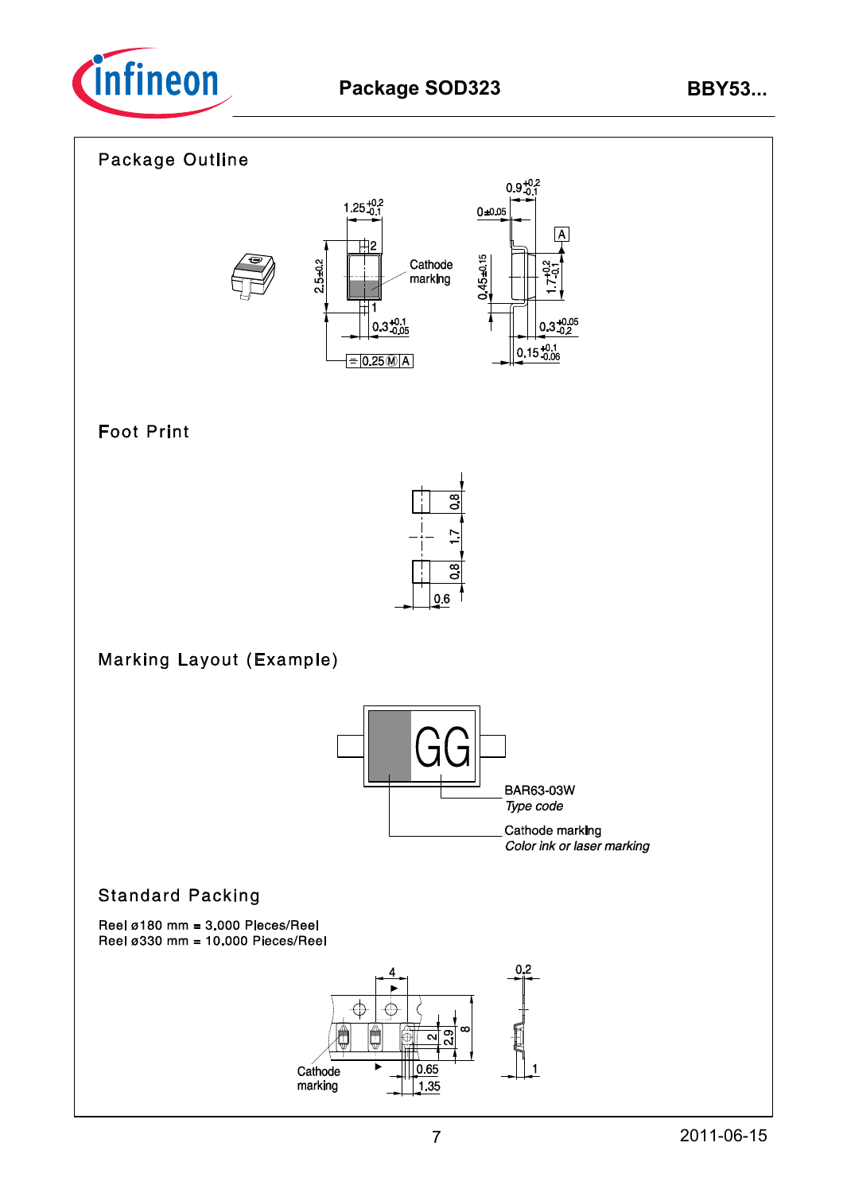# Package SOD323

## Package Outline

## Foot Print

## Marking Layout (Example)

## Standard Packing

Reel ø180 mm = 3.000 Pieces/Reel
Reel ø330 mm = 10.000 Pieces/Reel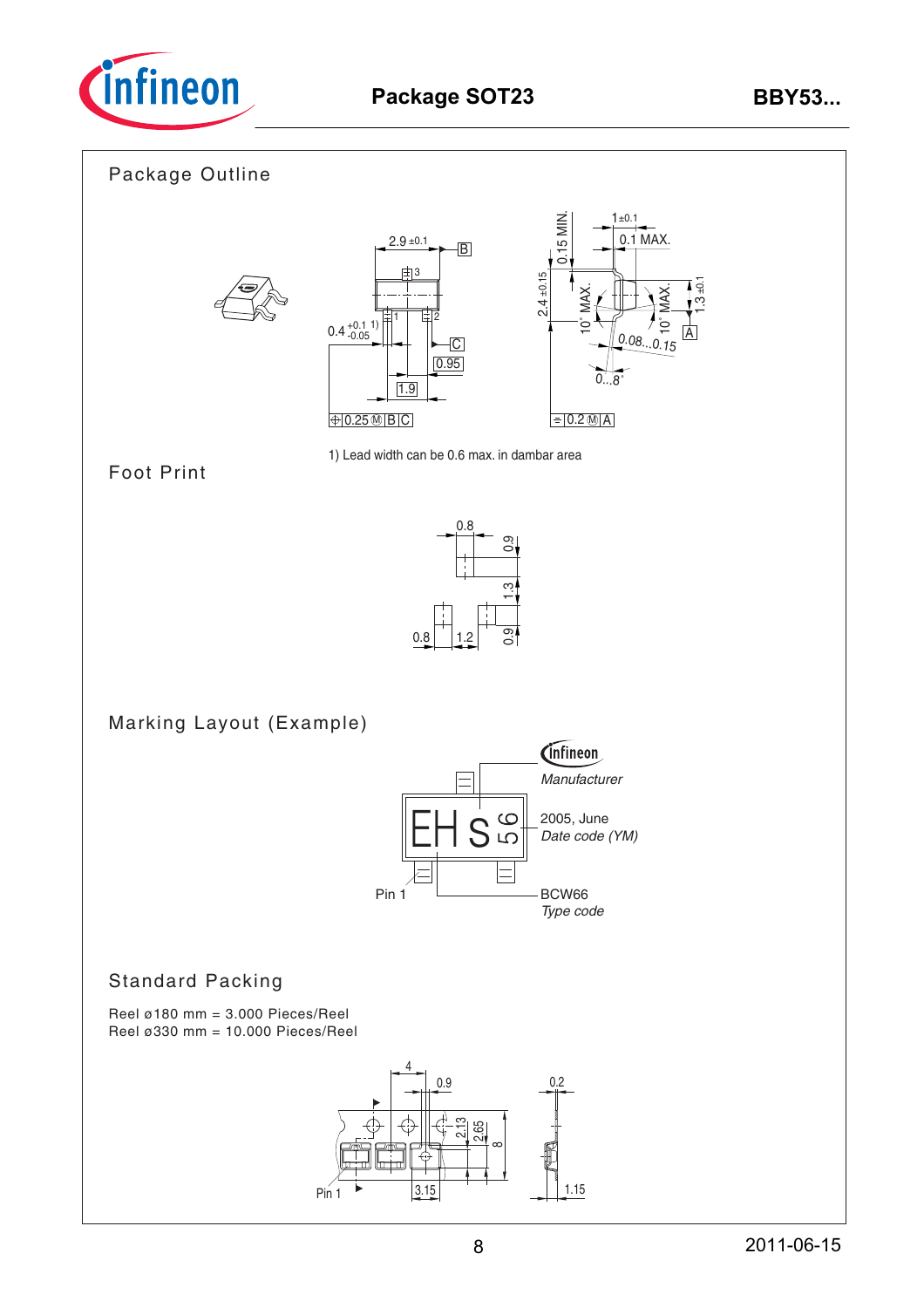## Package Outline

1) Lead width can be 0.6 max. in dambar area

## Foot Print

## Marking Layout (Example)

## Standard Packing

Reel ø180 mm = 3.000 Pieces/Reel
Reel ø330 mm = 10.000 Pieces/Reel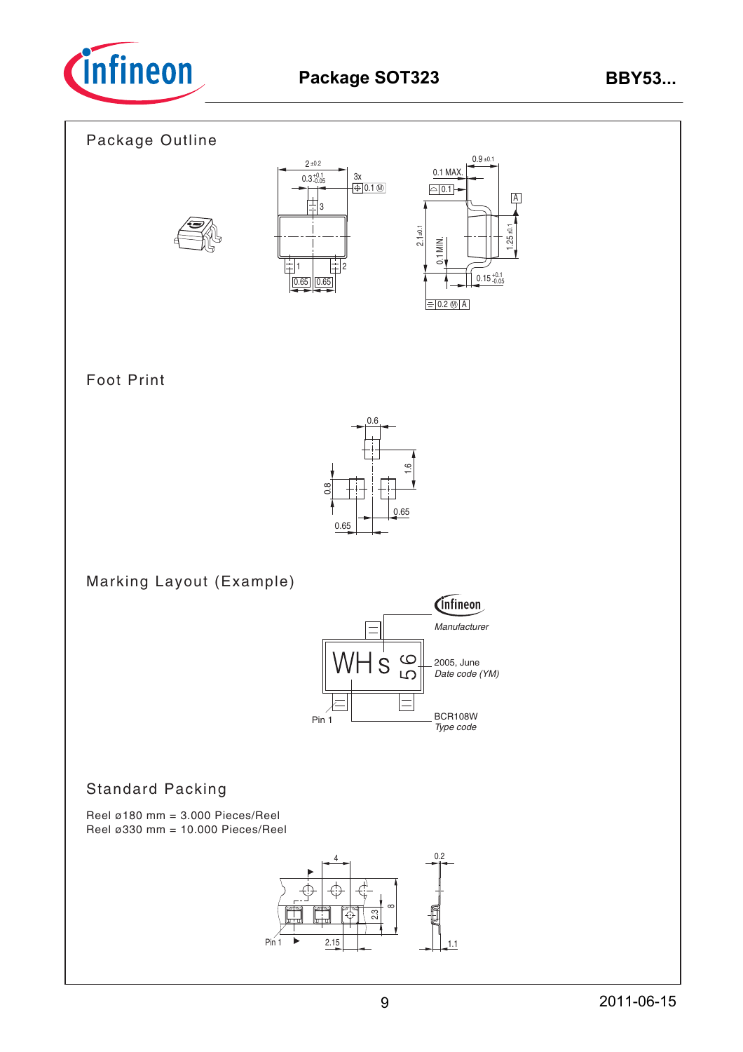## Package Outline

## Foot Print

## Marking Layout (Example)

Manufacturer

2005, June
*Date code (YM)*

BCR108W
*Type code*

Pin 1

## Standard Packing

Reel ø180 mm = 3.000 Pieces/Reel
Reel ø330 mm = 10.000 Pieces/Reel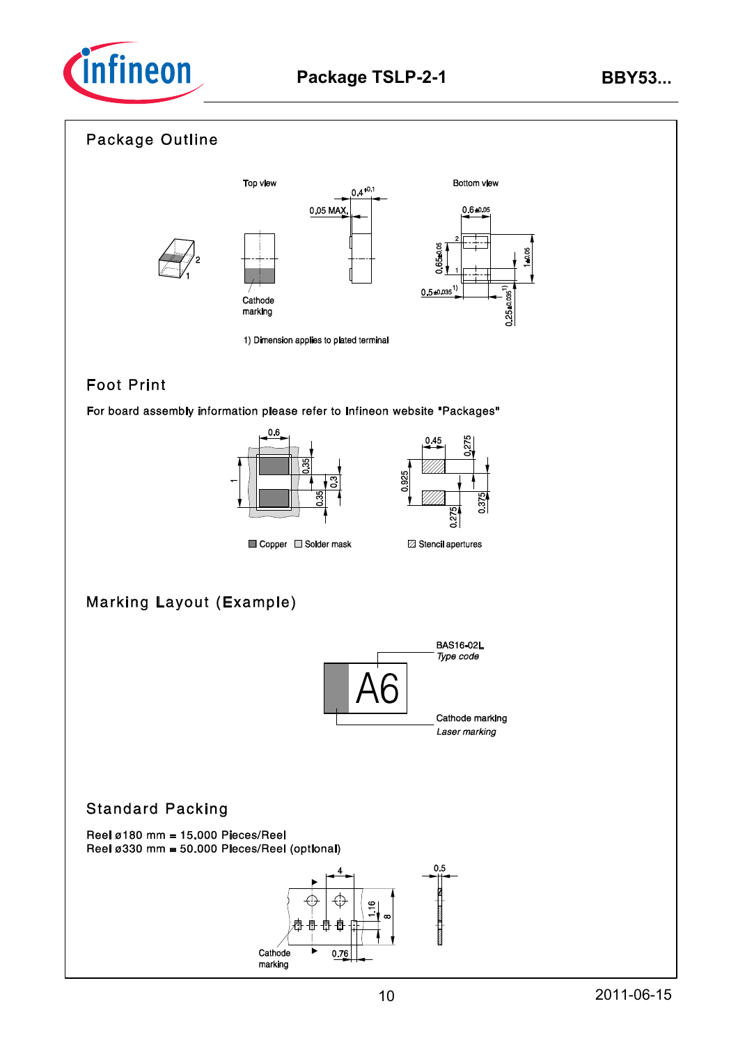# Package TSLP-2-1

## Package Outline

Top view

Bottom view

Cathode marking

1) Dimension applies to plated terminal

## Foot Print

For board assembly information please refer to Infineon website "Packages"

Copper   Solder mask   Stencil apertures

## Marking Layout (Example)

BAS16-02L
*Type code*

Cathode marking
*Laser marking*

## Standard Packing

Reel ø180 mm = 15.000 Pieces/Reel
Reel ø330 mm = 50.000 Pieces/Reel (optional)

Cathode marking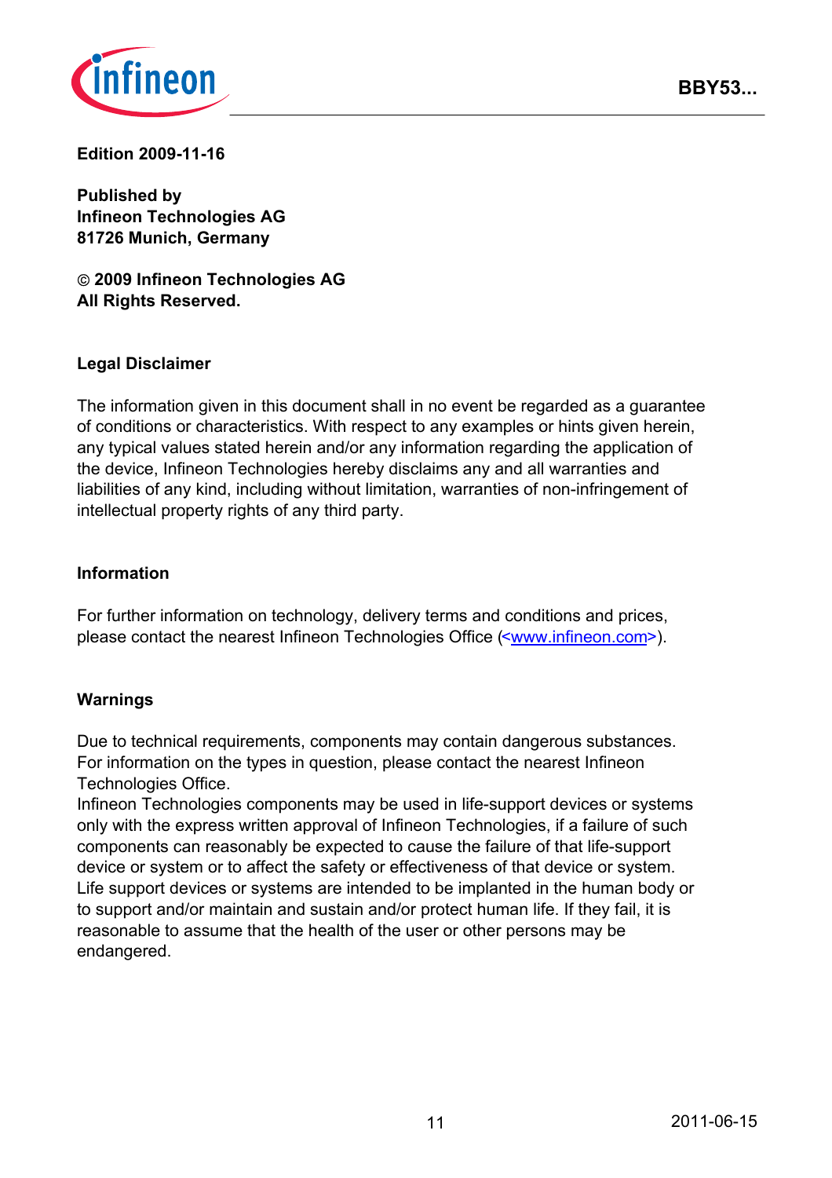**Edition 2009-11-16**

**Published by**
**Infineon Technologies AG**
**81726 Munich, Germany**

**© 2009 Infineon Technologies AG**
**All Rights Reserved.**

## Legal Disclaimer

The information given in this document shall in no event be regarded as a guarantee of conditions or characteristics. With respect to any examples or hints given herein, any typical values stated herein and/or any information regarding the application of the device, Infineon Technologies hereby disclaims any and all warranties and liabilities of any kind, including without limitation, warranties of non-infringement of intellectual property rights of any third party.

## Information

For further information on technology, delivery terms and conditions and prices, please contact the nearest Infineon Technologies Office (<www.infineon.com>).

## Warnings

Due to technical requirements, components may contain dangerous substances. For information on the types in question, please contact the nearest Infineon Technologies Office.
Infineon Technologies components may be used in life-support devices or systems only with the express written approval of Infineon Technologies, if a failure of such components can reasonably be expected to cause the failure of that life-support device or system or to affect the safety or effectiveness of that device or system. Life support devices or systems are intended to be implanted in the human body or to support and/or maintain and sustain and/or protect human life. If they fail, it is reasonable to assume that the health of the user or other persons may be endangered.